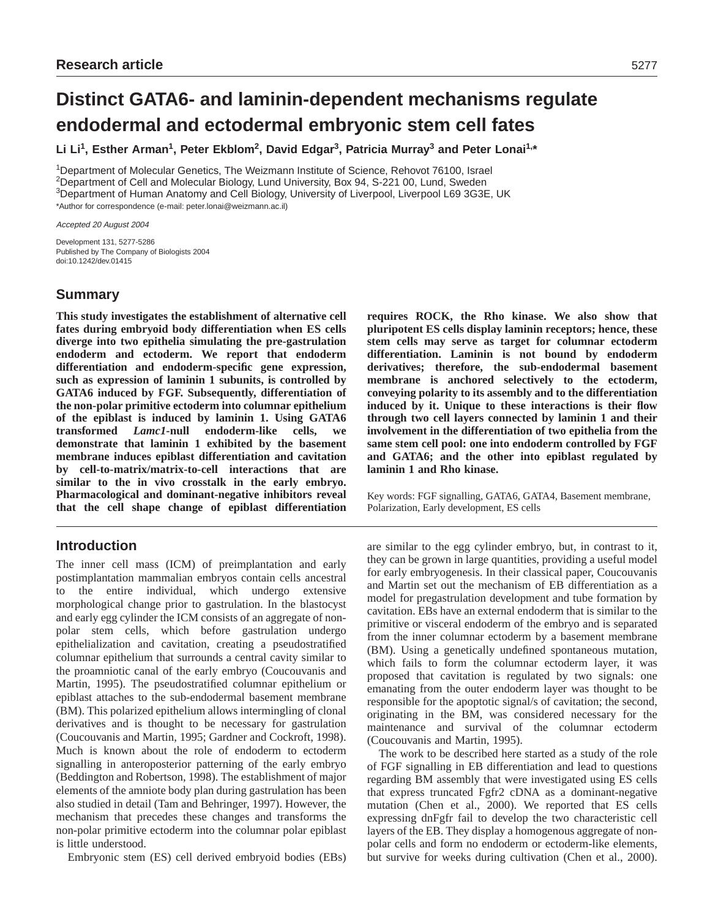Research article

# Distinct GATA6- and laminin-dependent mechanisms regulate endodermal and ectodermal embryonic stem cell fates

**Li Li[1], Esther Arman[1], Peter Ekblom[2], David Edgar[3], Patricia Murray[3] and Peter Lonai[1,*]**

[1]Department of Molecular Genetics, The Weizmann Institute of Science, Rehovot 76100, Israel
[2]Department of Cell and Molecular Biology, Lund University, Box 94, S-221 00, Lund, Sweden
[3]Department of Human Anatomy and Cell Biology, University of Liverpool, Liverpool L69 3G3E, UK
*Author for correspondence (e-mail: peter.lonai@weizmann.ac.il)

*Accepted 20 August 2004*

Development 131, 5277-5286
Published by The Company of Biologists 2004
doi:10.1242/dev.01415

## Summary

**This study investigates the establishment of alternative cell fates during embryoid body differentiation when ES cells diverge into two epithelia simulating the pre-gastrulation endoderm and ectoderm. We report that endoderm differentiation and endoderm-specific gene expression, such as expression of laminin 1 subunits, is controlled by GATA6 induced by FGF. Subsequently, differentiation of the non-polar primitive ectoderm into columnar epithelium of the epiblast is induced by laminin 1. Using GATA6 transformed *Lamc1*-null endoderm-like cells, we demonstrate that laminin 1 exhibited by the basement membrane induces epiblast differentiation and cavitation by cell-to-matrix/matrix-to-cell interactions that are similar to the in vivo crosstalk in the early embryo. Pharmacological and dominant-negative inhibitors reveal that the cell shape change of epiblast differentiation requires ROCK, the Rho kinase. We also show that pluripotent ES cells display laminin receptors; hence, these stem cells may serve as target for columnar ectoderm differentiation. Laminin is not bound by endoderm derivatives; therefore, the sub-endodermal basement membrane is anchored selectively to the ectoderm, conveying polarity to its assembly and to the differentiation induced by it. Unique to these interactions is their flow through two cell layers connected by laminin 1 and their involvement in the differentiation of two epithelia from the same stem cell pool: one into endoderm controlled by FGF and GATA6; and the other into epiblast regulated by laminin 1 and Rho kinase.**

Key words: FGF signalling, GATA6, GATA4, Basement membrane, Polarization, Early development, ES cells

## Introduction

The inner cell mass (ICM) of preimplantation and early postimplantation mammalian embryos contain cells ancestral to the entire individual, which undergo extensive morphological change prior to gastrulation. In the blastocyst and early egg cylinder the ICM consists of an aggregate of non-polar stem cells, which before gastrulation undergo epithelialization and cavitation, creating a pseudostratified columnar epithelium that surrounds a central cavity similar to the proamniotic canal of the early embryo (Coucouvanis and Martin, 1995). The pseudostratified columnar epithelium or epiblast attaches to the sub-endodermal basement membrane (BM). This polarized epithelium allows intermingling of clonal derivatives and is thought to be necessary for gastrulation (Coucouvanis and Martin, 1995; Gardner and Cockroft, 1998). Much is known about the role of endoderm to ectoderm signalling in anteroposterior patterning of the early embryo (Beddington and Robertson, 1998). The establishment of major elements of the amniote body plan during gastrulation has been also studied in detail (Tam and Behringer, 1997). However, the mechanism that precedes these changes and transforms the non-polar primitive ectoderm into the columnar polar epiblast is little understood.

Embryonic stem (ES) cell derived embryoid bodies (EBs) are similar to the egg cylinder embryo, but, in contrast to it, they can be grown in large quantities, providing a useful model for early embryogenesis. In their classical paper, Coucouvanis and Martin set out the mechanism of EB differentiation as a model for pregastrulation development and tube formation by cavitation. EBs have an external endoderm that is similar to the primitive or visceral endoderm of the embryo and is separated from the inner columnar ectoderm by a basement membrane (BM). Using a genetically undefined spontaneous mutation, which fails to form the columnar ectoderm layer, it was proposed that cavitation is regulated by two signals: one emanating from the outer endoderm layer was thought to be responsible for the apoptotic signal/s of cavitation; the second, originating in the BM, was considered necessary for the maintenance and survival of the columnar ectoderm (Coucouvanis and Martin, 1995).

The work to be described here started as a study of the role of FGF signalling in EB differentiation and lead to questions regarding BM assembly that were investigated using ES cells that express truncated Fgfr2 cDNA as a dominant-negative mutation (Chen et al., 2000). We reported that ES cells expressing dnFgfr fail to develop the two characteristic cell layers of the EB. They display a homogenous aggregate of non-polar cells and form no endoderm or ectoderm-like elements, but survive for weeks during cultivation (Chen et al., 2000).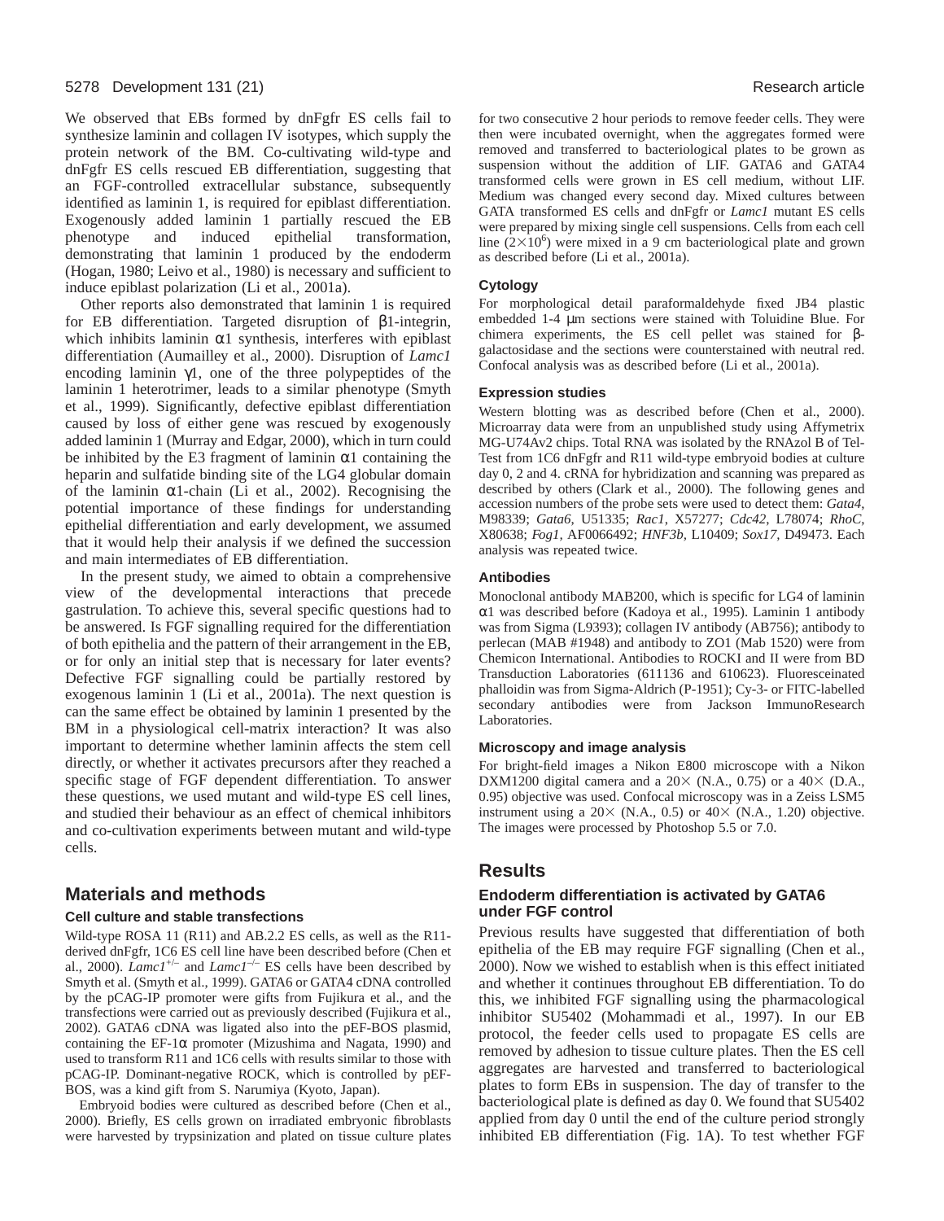We observed that EBs formed by dnFgfr ES cells fail to synthesize laminin and collagen IV isotypes, which supply the protein network of the BM. Co-cultivating wild-type and dnFgfr ES cells rescued EB differentiation, suggesting that an FGF-controlled extracellular substance, subsequently identified as laminin 1, is required for epiblast differentiation. Exogenously added laminin 1 partially rescued the EB phenotype and induced epithelial transformation, demonstrating that laminin 1 produced by the endoderm (Hogan, 1980; Leivo et al., 1980) is necessary and sufficient to induce epiblast polarization (Li et al., 2001a).

Other reports also demonstrated that laminin 1 is required for EB differentiation. Targeted disruption of β1-integrin, which inhibits laminin α1 synthesis, interferes with epiblast differentiation (Aumailley et al., 2000). Disruption of *Lamc1* encoding laminin γ1, one of the three polypeptides of the laminin 1 heterotrimer, leads to a similar phenotype (Smyth et al., 1999). Significantly, defective epiblast differentiation caused by loss of either gene was rescued by exogenously added laminin 1 (Murray and Edgar, 2000), which in turn could be inhibited by the E3 fragment of laminin α1 containing the heparin and sulfatide binding site of the LG4 globular domain of the laminin α1-chain (Li et al., 2002). Recognising the potential importance of these findings for understanding epithelial differentiation and early development, we assumed that it would help their analysis if we defined the succession and main intermediates of EB differentiation.

In the present study, we aimed to obtain a comprehensive view of the developmental interactions that precede gastrulation. To achieve this, several specific questions had to be answered. Is FGF signalling required for the differentiation of both epithelia and the pattern of their arrangement in the EB, or for only an initial step that is necessary for later events? Defective FGF signalling could be partially restored by exogenous laminin 1 (Li et al., 2001a). The next question is can the same effect be obtained by laminin 1 presented by the BM in a physiological cell-matrix interaction? It was also important to determine whether laminin affects the stem cell directly, or whether it activates precursors after they reached a specific stage of FGF dependent differentiation. To answer these questions, we used mutant and wild-type ES cell lines, and studied their behaviour as an effect of chemical inhibitors and co-cultivation experiments between mutant and wild-type cells.

## Materials and methods

### Cell culture and stable transfections

Wild-type ROSA 11 (R11) and AB.2.2 ES cells, as well as the R11-derived dnFgfr, 1C6 ES cell line have been described before (Chen et al., 2000). *Lamc1*$^{+/-}$ and *Lamc1*$^{-/-}$ ES cells have been described by Smyth et al., 1999). GATA6 or GATA4 cDNA controlled by the pCAG-IP promoter were gifts from Fujikura et al., and the transfections were carried out as previously described (Fujikura et al., 2002). GATA6 cDNA was ligated also into the pEF-BOS plasmid, containing the EF-1α promoter (Mizushima and Nagata, 1990) and used to transform R11 and 1C6 cells with results similar to those with pCAG-IP. Dominant-negative ROCK, which is controlled by pEF-BOS, was a kind gift from S. Narumiya (Kyoto, Japan).

Embryoid bodies were cultured as described before (Chen et al., 2000). Briefly, ES cells grown on irradiated embryonic fibroblasts were harvested by trypsinization and plated on tissue culture plates for two consecutive 2 hour periods to remove feeder cells. They were then were incubated overnight, when the aggregates formed were removed and transferred to bacteriological plates to be grown as suspension without the addition of LIF. GATA6 and GATA4 transformed cells were grown in ES cell medium, without LIF. Medium was changed every second day. Mixed cultures between GATA transformed ES cells and dnFgfr or *Lamc1* mutant ES cells were prepared by mixing single cell suspensions. Cells from each cell line ($2\times10^6$) were mixed in a 9 cm bacteriological plate and grown as described before (Li et al., 2001a).

### Cytology

For morphological detail paraformaldehyde fixed JB4 plastic embedded 1-4 μm sections were stained with Toluidine Blue. For chimera experiments, the ES cell pellet was stained for β-galactosidase and the sections were counterstained with neutral red. Confocal analysis was as described before (Li et al., 2001a).

### Expression studies

Western blotting was as described before (Chen et al., 2000). Microarray data were from an unpublished study using Affymetrix MG-U74Av2 chips. Total RNA was isolated by the RNAzol B of Tel-Test from 1C6 dnFgfr and R11 wild-type embryoid bodies at culture day 0, 2 and 4. cRNA for hybridization and scanning was prepared as described by others (Clark et al., 2000). The following genes and accession numbers of the probe sets were used to detect them: *Gata4*, M98339; *Gata6*, U51335; *Rac1*, X57277; *Cdc42*, L78074; *RhoC*, X80638; *Fog1*, AF0066492; *HNF3b*, L10409; *Sox17*, D49473. Each analysis was repeated twice.

### Antibodies

Monoclonal antibody MAB200, which is specific for LG4 of laminin α1 was described before (Kadoya et al., 1995). Laminin 1 antibody was from Sigma (L9393); collagen IV antibody (AB756); antibody to perlecan (MAB #1948) and antibody to ZO1 (Mab 1520) were from Chemicon International. Antibodies to ROCKI and II were from BD Transduction Laboratories (611136 and 610623). Fluoresceinated phalloidin was from Sigma-Aldrich (P-1951); Cy-3- or FITC-labelled secondary antibodies were from Jackson ImmunoResearch Laboratories.

### Microscopy and image analysis

For bright-field images a Nikon E800 microscope with a Nikon DXM1200 digital camera and a 20× (N.A., 0.75) or a 40× (D.A., 0.95) objective was used. Confocal microscopy was in a Zeiss LSM5 instrument using a 20× (N.A., 0.5) or 40× (N.A., 1.20) objective. The images were processed by Photoshop 5.5 or 7.0.

## Results

### Endoderm differentiation is activated by GATA6 under FGF control

Previous results have suggested that differentiation of both epithelia of the EB may require FGF signalling (Chen et al., 2000). Now we wished to establish when is this effect initiated and whether it continues throughout EB differentiation. To do this, we inhibited FGF signalling using the pharmacological inhibitor SU5402 (Mohammadi et al., 1997). In our EB protocol, the feeder cells used to propagate ES cells are removed by adhesion to tissue culture plates. Then the ES cell aggregates are harvested and transferred to bacteriological plates to form EBs in suspension. The day of transfer to the bacteriological plate is defined as day 0. We found that SU5402 applied from day 0 until the end of the culture period strongly inhibited EB differentiation (Fig. 1A). To test whether FGF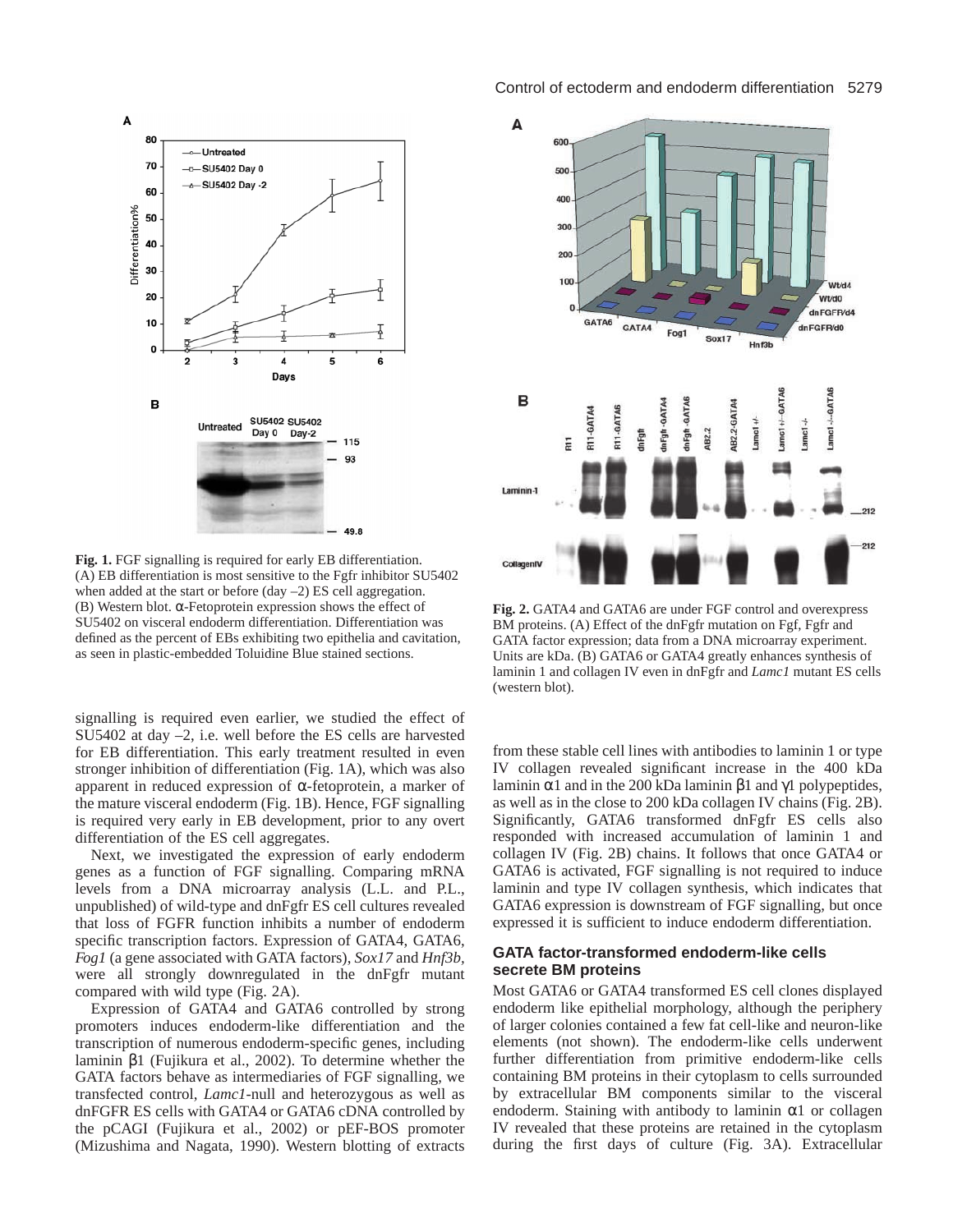**Fig. 1.** FGF signalling is required for early EB differentiation. (A) EB differentiation is most sensitive to the Fgfr inhibitor SU5402 when added at the start or before (day –2) ES cell aggregation. (B) Western blot. α-Fetoprotein expression shows the effect of SU5402 on visceral endoderm differentiation. Differentiation was defined as the percent of EBs exhibiting two epithelia and cavitation, as seen in plastic-embedded Toluidine Blue stained sections.

**Fig. 2.** GATA4 and GATA6 are under FGF control and overexpress BM proteins. (A) Effect of the dnFgfr mutation on Fgf, Fgfr and GATA factor expression; data from a DNA microarray experiment. Units are kDa. (B) GATA6 or GATA4 greatly enhances synthesis of laminin 1 and collagen IV even in dnFgfr and *Lamc1* mutant ES cells (western blot).

signalling is required even earlier, we studied the effect of SU5402 at day –2, i.e. well before the ES cells are harvested for EB differentiation. This early treatment resulted in even stronger inhibition of differentiation (Fig. 1A), which was also apparent in reduced expression of α-fetoprotein, a marker of the mature visceral endoderm (Fig. 1B). Hence, FGF signalling is required very early in EB development, prior to any overt differentiation of the ES cell aggregates.

Next, we investigated the expression of early endoderm genes as a function of FGF signalling. Comparing mRNA levels from a DNA microarray analysis (L.L. and P.L., unpublished) of wild-type and dnFgfr ES cell cultures revealed that loss of FGFR function inhibits a number of endoderm specific transcription factors. Expression of GATA4, GATA6, *Fog1* (a gene associated with GATA factors), *Sox17* and *Hnf3b*, were all strongly downregulated in the dnFgfr mutant compared with wild type (Fig. 2A).

Expression of GATA4 and GATA6 controlled by strong promoters induces endoderm-like differentiation and the transcription of numerous endoderm-specific genes, including laminin β1 (Fujikura et al., 2002). To determine whether the GATA factors behave as intermediaries of FGF signalling, we transfected control, *Lamc1*-null and heterozygous as well as dnFGFR ES cells with GATA4 or GATA6 cDNA controlled by the pCAGI (Fujikura et al., 2002) or pEF-BOS promoter (Mizushima and Nagata, 1990). Western blotting of extracts from these stable cell lines with antibodies to laminin 1 or type IV collagen revealed significant increase in the 400 kDa laminin α1 and in the 200 kDa laminin β1 and γ1 polypeptides, as well as in the close to 200 kDa collagen IV chains (Fig. 2B). Significantly, GATA6 transformed dnFgfr ES cells also responded with increased accumulation of laminin 1 and collagen IV (Fig. 2B) chains. It follows that once GATA4 or GATA6 is activated, FGF signalling is not required to induce laminin and type IV collagen synthesis, which indicates that GATA6 expression is downstream of FGF signalling, but once expressed it is sufficient to induce endoderm differentiation.

### GATA factor-transformed endoderm-like cells secrete BM proteins

Most GATA6 or GATA4 transformed ES cell clones displayed endoderm like epithelial morphology, although the periphery of larger colonies contained a few fat cell-like and neuron-like elements (not shown). The endoderm-like cells underwent further differentiation from primitive endoderm-like cells containing BM proteins in their cytoplasm to cells surrounded by extracellular BM components similar to the visceral endoderm. Staining with antibody to laminin α1 or collagen IV revealed that these proteins are retained in the cytoplasm during the first days of culture (Fig. 3A). Extracellular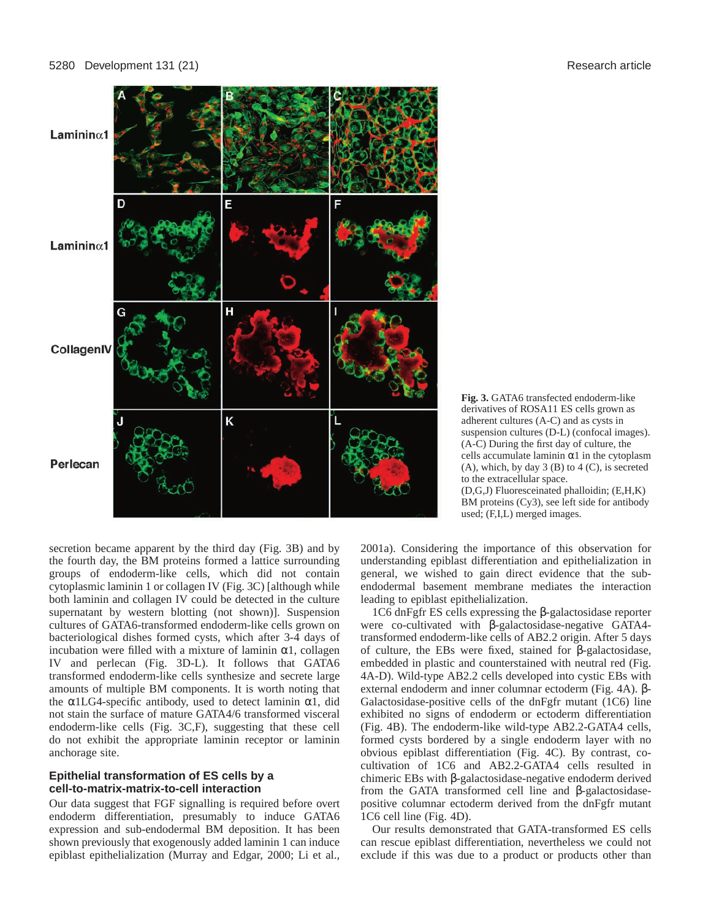**Fig. 3.** GATA6 transfected endoderm-like derivatives of ROSA11 ES cells grown as adherent cultures (A-C) and as cysts in suspension cultures (D-L) (confocal images). (A-C) During the first day of culture, the cells accumulate laminin α1 in the cytoplasm (A), which, by day 3 (B) to 4 (C), is secreted to the extracellular space. (D,G,J) Fluoresceinated phalloidin; (E,H,K) BM proteins (Cy3), see left side for antibody used; (F,I,L) merged images.

secretion became apparent by the third day (Fig. 3B) and by the fourth day, the BM proteins formed a lattice surrounding groups of endoderm-like cells, which did not contain cytoplasmic laminin 1 or collagen IV (Fig. 3C) [although while both laminin and collagen IV could be detected in the culture supernatant by western blotting (not shown)]. Suspension cultures of GATA6-transformed endoderm-like cells grown on bacteriological dishes formed cysts, which after 3-4 days of incubation were filled with a mixture of laminin α1, collagen IV and perlecan (Fig. 3D-L). It follows that GATA6 transformed endoderm-like cells synthesize and secrete large amounts of multiple BM components. It is worth noting that the α1LG4-specific antibody, used to detect laminin α1, did not stain the surface of mature GATA4/6 transformed visceral endoderm-like cells (Fig. 3C,F), suggesting that these cell do not exhibit the appropriate laminin receptor or laminin anchorage site.

### Epithelial transformation of ES cells by a cell-to-matrix-matrix-to-cell interaction

Our data suggest that FGF signalling is required before overt endoderm differentiation, presumably to induce GATA6 expression and sub-endodermal BM deposition. It has been shown previously that exogenously added laminin 1 can induce epiblast epithelialization (Murray and Edgar, 2000; Li et al., 2001a). Considering the importance of this observation for understanding epiblast differentiation and epithelialization in general, we wished to gain direct evidence that the sub-endodermal basement membrane mediates the interaction leading to epiblast epithelialization.

1C6 dnFgfr ES cells expressing the β-galactosidase reporter were co-cultivated with β-galactosidase-negative GATA4-transformed endoderm-like cells of AB2.2 origin. After 5 days of culture, the EBs were fixed, stained for β-galactosidase, embedded in plastic and counterstained with neutral red (Fig. 4A-D). Wild-type AB2.2 cells developed into cystic EBs with external endoderm and inner columnar ectoderm (Fig. 4A). β-Galactosidase-positive cells of the dnFgfr mutant (1C6) line exhibited no signs of endoderm or ectoderm differentiation (Fig. 4B). The endoderm-like wild-type AB2.2-GATA4 cells, formed cysts bordered by a single endoderm layer with no obvious epiblast differentiation (Fig. 4C). By contrast, co-cultivation of 1C6 and AB2.2-GATA4 cells resulted in chimeric EBs with β-galactosidase-negative endoderm derived from the GATA transformed cell line and β-galactosidase-positive columnar ectoderm derived from the dnFgfr mutant 1C6 cell line (Fig. 4D).

Our results demonstrated that GATA-transformed ES cells can rescue epiblast differentiation, nevertheless we could not exclude if this was due to a product or products other than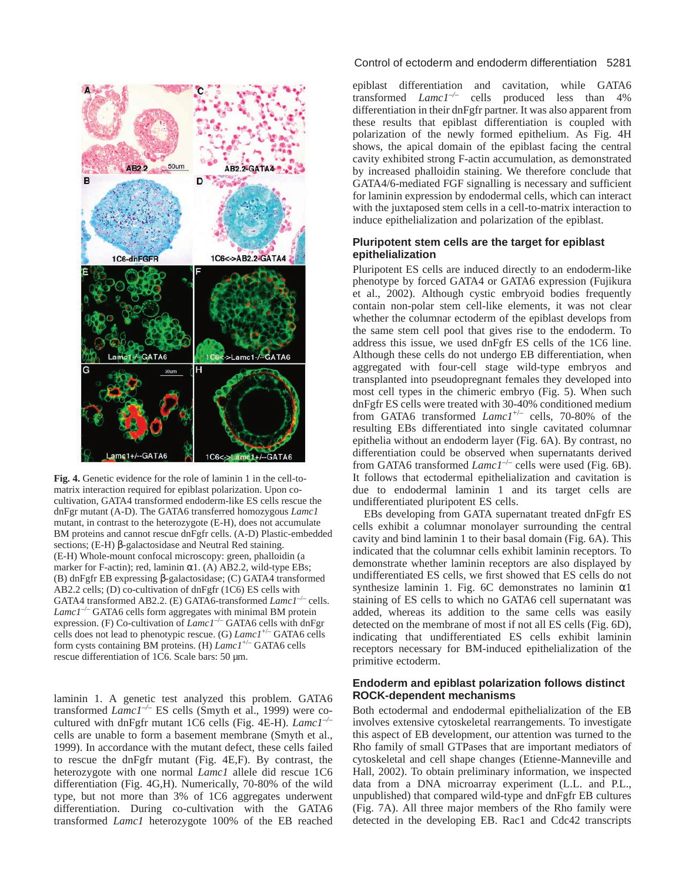**Fig. 4.** Genetic evidence for the role of laminin 1 in the cell-to-matrix interaction required for epiblast polarization. Upon co-cultivation, GATA4 transformed endoderm-like ES cells rescue the dnFgr mutant (A-D). The GATA6 transferred homozygous *Lamc1* mutant, in contrast to the heterozygote (E-H), does not accumulate BM proteins and cannot rescue dnFgfr cells. (A-D) Plastic-embedded sections; (E-H) β-galactosidase and Neutral Red staining. (E-H) Whole-mount confocal microscopy: green, phalloidin (a marker for F-actin); red, laminin α1. (A) AB2.2, wild-type EBs; (B) dnFgfr EB expressing β-galactosidase; (C) GATA4 transformed AB2.2 cells; (D) co-cultivation of dnFgfr (1C6) ES cells with GATA4 transformed AB2.2. (E) GATA6-transformed *Lamc1*$^{-/-}$ cells. *Lamc1*$^{-/-}$ GATA6 cells form aggregates with minimal BM protein expression. (F) Co-cultivation of *Lamc1*$^{-/-}$ GATA6 cells with dnFgr cells does not lead to phenotypic rescue. (G) *Lamc1*$^{+/-}$ GATA6 cells form cysts containing BM proteins. (H) *Lamc1*$^{+/-}$ GATA6 cells rescue differentiation of 1C6. Scale bars: 50 μm.

laminin 1. A genetic test analyzed this problem. GATA6 transformed *Lamc1*$^{-/-}$ ES cells (Smyth et al., 1999) were co-cultured with dnFgfr mutant 1C6 cells (Fig. 4E-H). *Lamc1*$^{-/-}$ cells are unable to form a basement membrane (Smyth et al., 1999). In accordance with the mutant defect, these cells failed to rescue the dnFgfr mutant (Fig. 4E,F). By contrast, the heterozygote with one normal *Lamc1* allele did rescue 1C6 differentiation (Fig. 4G,H). Numerically, 70-80% of the wild type, but not more than 3% of 1C6 aggregates underwent differentiation. During co-cultivation with the GATA6 transformed *Lamc1* heterozygote 100% of the EB reached epiblast differentiation and cavitation, while GATA6 transformed *Lamc1*$^{-/-}$ cells produced less than 4% differentiation in their dnFgfr partner. It was also apparent from these results that epiblast differentiation is coupled with polarization of the newly formed epithelium. As Fig. 4H shows, the apical domain of the epiblast facing the central cavity exhibited strong F-actin accumulation, as demonstrated by increased phalloidin staining. We therefore conclude that GATA4/6-mediated FGF signalling is necessary and sufficient for laminin expression by endodermal cells, which can interact with the juxtaposed stem cells in a cell-to-matrix interaction to induce epithelialization and polarization of the epiblast.

## Pluripotent stem cells are the target for epiblast epithelialization

Pluripotent ES cells are induced directly to an endoderm-like phenotype by forced GATA4 or GATA6 expression (Fujikura et al., 2002). Although cystic embryoid bodies frequently contain non-polar stem cell-like elements, it was not clear whether the columnar ectoderm of the epiblast develops from the same stem cell pool that gives rise to the endoderm. To address this issue, we used dnFgfr ES cells of the 1C6 line. Although these cells do not undergo EB differentiation, when aggregated with four-cell stage wild-type embryos and transplanted into pseudopregnant females they developed into most cell types in the chimeric embryo (Fig. 5). When such dnFgfr ES cells were treated with 30-40% conditioned medium from GATA6 transformed *Lamc1*$^{+/-}$ cells, 70-80% of the resulting EBs differentiated into single cavitated columnar epithelia without an endoderm layer (Fig. 6A). By contrast, no differentiation could be observed when supernatants derived from GATA6 transformed *Lamc1*$^{-/-}$ cells were used (Fig. 6B). It follows that ectodermal epithelialization and cavitation is due to endodermal laminin 1 and its target cells are undifferentiated pluripotent ES cells.

EBs developing from GATA supernatant treated dnFgfr ES cells exhibit a columnar monolayer surrounding the central cavity and bind laminin 1 to their basal domain (Fig. 6A). This indicated that the columnar cells exhibit laminin receptors. To demonstrate whether laminin receptors are also displayed by undifferentiated ES cells, we first showed that ES cells do not synthesize laminin 1. Fig. 6C demonstrates no laminin α1 staining of ES cells to which no GATA6 cell supernatant was added, whereas its addition to the same cells was easily detected on the membrane of most if not all ES cells (Fig. 6D), indicating that undifferentiated ES cells exhibit laminin receptors necessary for BM-induced epithelialization of the primitive ectoderm.

## Endoderm and epiblast polarization follows distinct ROCK-dependent mechanisms

Both ectodermal and endodermal epithelialization of the EB involves extensive cytoskeletal rearrangements. To investigate this aspect of EB development, our attention was turned to the Rho family of small GTPases that are important mediators of cytoskeletal and cell shape changes (Etienne-Manneville and Hall, 2002). To obtain preliminary information, we inspected data from a DNA microarray experiment (L.L. and P.L., unpublished) that compared wild-type and dnFgfr EB cultures (Fig. 7A). All three major members of the Rho family were detected in the developing EB. Rac1 and Cdc42 transcripts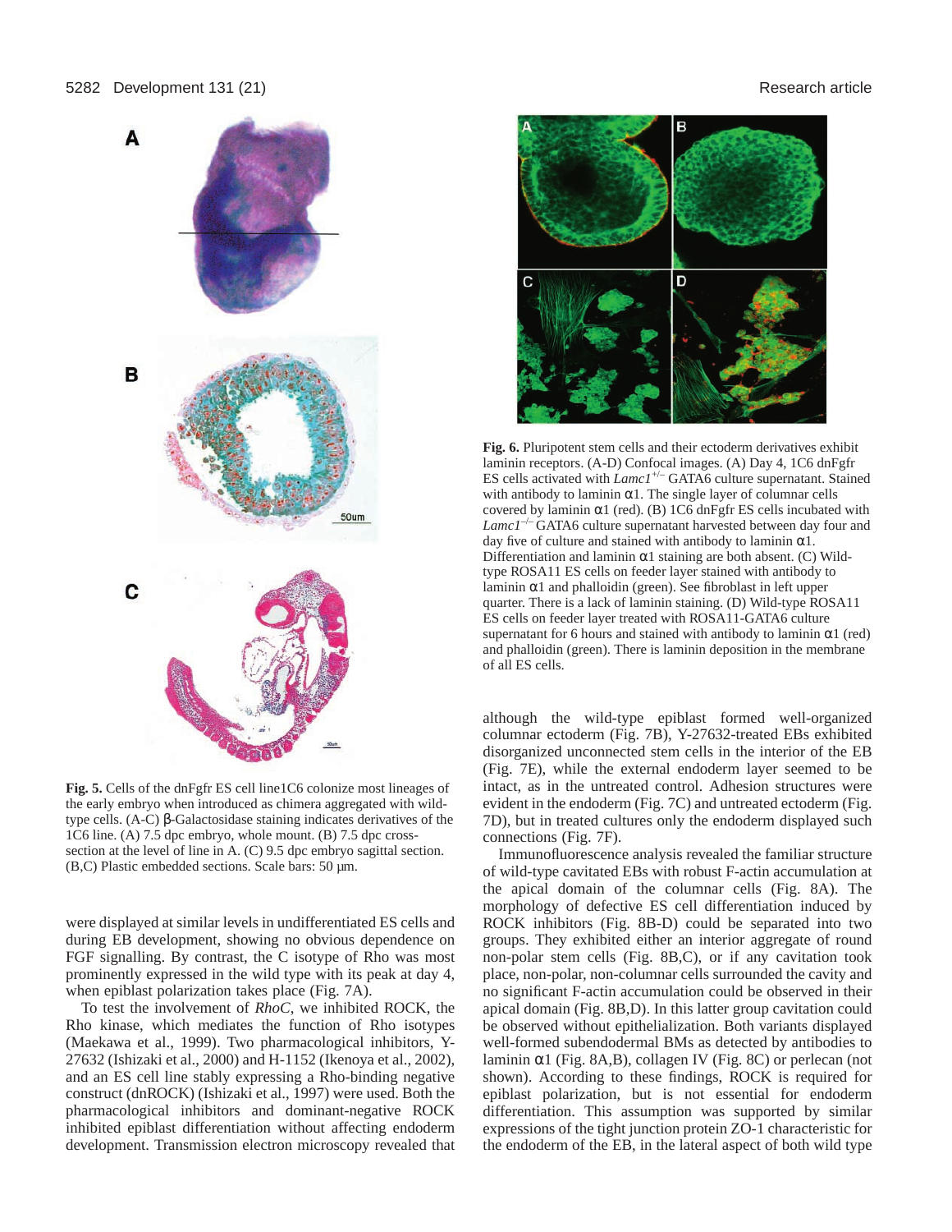**Fig. 5.** Cells of the dnFgfr ES cell line1C6 colonize most lineages of the early embryo when introduced as chimera aggregated with wild-type cells. (A-C) β-Galactosidase staining indicates derivatives of the 1C6 line. (A) 7.5 dpc embryo, whole mount. (B) 7.5 dpc cross-section at the level of line in A. (C) 9.5 dpc embryo sagittal section. (B,C) Plastic embedded sections. Scale bars: 50 μm.

**Fig. 6.** Pluripotent stem cells and their ectoderm derivatives exhibit laminin receptors. (A-D) Confocal images. (A) Day 4, 1C6 dnFgfr ES cells activated with *Lamc1*$^{+/-}$ GATA6 culture supernatant. Stained with antibody to laminin α1. The single layer of columnar cells covered by laminin α1 (red). (B) 1C6 dnFgfr ES cells incubated with *Lamc1*$^{-/-}$ GATA6 culture supernatant harvested between day four and day five of culture and stained with antibody to laminin α1. Differentiation and laminin α1 staining are both absent. (C) Wild-type ROSA11 ES cells on feeder layer stained with antibody to laminin α1 and phalloidin (green). See fibroblast in left upper quarter. There is a lack of laminin staining. (D) Wild-type ROSA11 ES cells on feeder layer treated with ROSA11-GATA6 culture supernatant for 6 hours and stained with antibody to laminin α1 (red) and phalloidin (green). There is laminin deposition in the membrane of all ES cells.

were displayed at similar levels in undifferentiated ES cells and during EB development, showing no obvious dependence on FGF signalling. By contrast, the C isotype of Rho was most prominently expressed in the wild type with its peak at day 4, when epiblast polarization takes place (Fig. 7A).

To test the involvement of *RhoC*, we inhibited ROCK, the Rho kinase, which mediates the function of Rho isotypes (Maekawa et al., 1999). Two pharmacological inhibitors, Y-27632 (Ishizaki et al., 2000) and H-1152 (Ikenoya et al., 2002), and an ES cell line stably expressing a Rho-binding negative construct (dnROCK) (Ishizaki et al., 1997) were used. Both the pharmacological inhibitors and dominant-negative ROCK inhibited epiblast differentiation without affecting endoderm development. Transmission electron microscopy revealed that although the wild-type epiblast formed well-organized columnar ectoderm (Fig. 7B), Y-27632-treated EBs exhibited disorganized unconnected stem cells in the interior of the EB (Fig. 7E), while the external endoderm layer seemed to be intact, as in the untreated control. Adhesion structures were evident in the endoderm (Fig. 7C) and untreated ectoderm (Fig. 7D), but in treated cultures only the endoderm displayed such connections (Fig. 7F).

Immunofluorescence analysis revealed the familiar structure of wild-type cavitated EBs with robust F-actin accumulation at the apical domain of the columnar cells (Fig. 8A). The morphology of defective ES cell differentiation induced by ROCK inhibitors (Fig. 8B-D) could be separated into two groups. They exhibited either an interior aggregate of round non-polar stem cells (Fig. 8B,C), or if any cavitation took place, non-polar, non-columnar cells surrounded the cavity and no significant F-actin accumulation could be observed in their apical domain (Fig. 8B,D). In this latter group cavitation could be observed without epithelialization. Both variants displayed well-formed subendodermal BMs as detected by antibodies to laminin α1 (Fig. 8A,B), collagen IV (Fig. 8C) or perlecan (not shown). According to these findings, ROCK is required for epiblast polarization, but is not essential for endoderm differentiation. This assumption was supported by similar expressions of the tight junction protein ZO-1 characteristic for the endoderm of the EB, in the lateral aspect of both wild type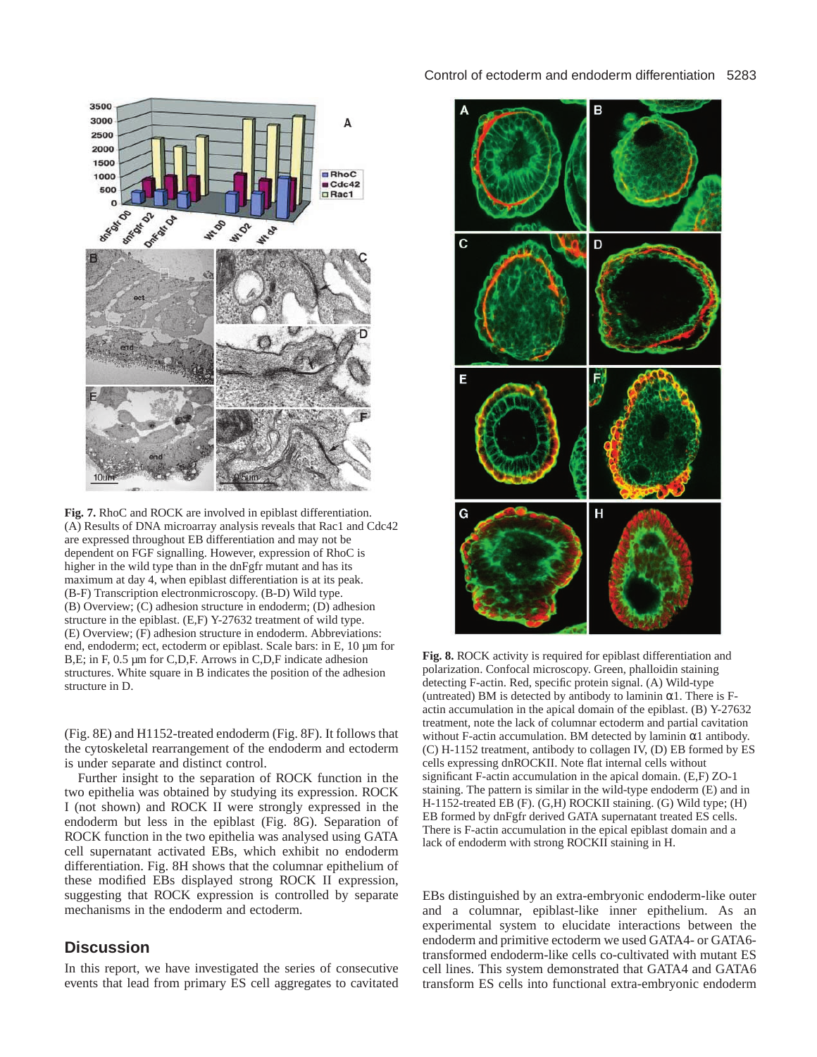**Fig. 7.** RhoC and ROCK are involved in epiblast differentiation. (A) Results of DNA microarray analysis reveals that Rac1 and Cdc42 are expressed throughout EB differentiation and may not be dependent on FGF signalling. However, expression of RhoC is higher in the wild type than in the dnFgfr mutant and has its maximum at day 4, when epiblast differentiation is at its peak. (B-F) Transcription electronmicroscopy. (B-D) Wild type. (B) Overview; (C) adhesion structure in endoderm; (D) adhesion structure in the epiblast. (E,F) Y-27632 treatment of wild type. (E) Overview; (F) adhesion structure in endoderm. Abbreviations: end, endoderm; ect, ectoderm or epiblast. Scale bars: in E, 10 μm for B,E; in F, 0.5 μm for C,D,F. Arrows in C,D,F indicate adhesion structures. White square in B indicates the position of the adhesion structure in D.

**Fig. 8.** ROCK activity is required for epiblast differentiation and polarization. Confocal microscopy. Green, phalloidin staining detecting F-actin. Red, specific protein signal. (A) Wild-type (untreated) BM is detected by antibody to laminin α1. There is F-actin accumulation in the apical domain of the epiblast. (B) Y-27632 treatment, note the lack of columnar ectoderm and partial cavitation without F-actin accumulation. BM detected by laminin α1 antibody. (C) H-1152 treatment, antibody to collagen IV, (D) EB formed by ES cells expressing dnROCKII. Note flat internal cells without significant F-actin accumulation in the apical domain. (E,F) ZO-1 staining. The pattern is similar in the wild-type endoderm (E) and in H-1152-treated EB (F). (G,H) ROCKII staining. (G) Wild type; (H) EB formed by dnFgfr derived GATA supernatant treated ES cells. There is F-actin accumulation in the epical epiblast domain and a lack of endoderm with strong ROCKII staining in H.

(Fig. 8E) and H1152-treated endoderm (Fig. 8F). It follows that the cytoskeletal rearrangement of the endoderm and ectoderm is under separate and distinct control.

Further insight to the separation of ROCK function in the two epithelia was obtained by studying its expression. ROCK I (not shown) and ROCK II were strongly expressed in the endoderm but less in the epiblast (Fig. 8G). Separation of ROCK function in the two epithelia was analysed using GATA cell supernatant activated EBs, which exhibit no endoderm differentiation. Fig. 8H shows that the columnar epithelium of these modified EBs displayed strong ROCK II expression, suggesting that ROCK expression is controlled by separate mechanisms in the endoderm and ectoderm.

## Discussion

In this report, we have investigated the series of consecutive events that lead from primary ES cell aggregates to cavitated EBs distinguished by an extra-embryonic endoderm-like outer and a columnar, epiblast-like inner epithelium. As an experimental system to elucidate interactions between the endoderm and primitive ectoderm we used GATA4- or GATA6-transformed endoderm-like cells co-cultivated with mutant ES cell lines. This system demonstrated that GATA4 and GATA6 transform ES cells into functional extra-embryonic endoderm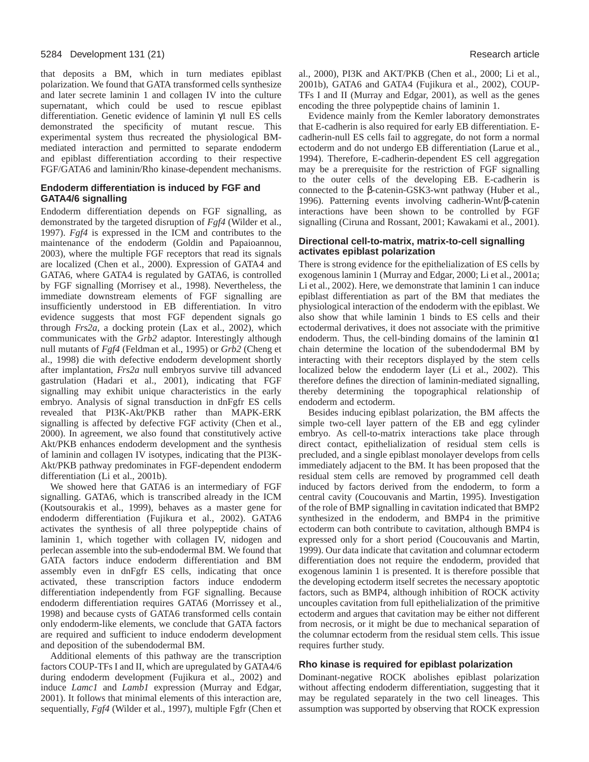that deposits a BM, which in turn mediates epiblast polarization. We found that GATA transformed cells synthesize and later secrete laminin 1 and collagen IV into the culture supernatant, which could be used to rescue epiblast differentiation. Genetic evidence of laminin γ1 null ES cells demonstrated the specificity of mutant rescue. This experimental system thus recreated the physiological BM-mediated interaction and permitted to separate endoderm and epiblast differentiation according to their respective FGF/GATA6 and laminin/Rho kinase-dependent mechanisms.

### Endoderm differentiation is induced by FGF and GATA4/6 signalling

Endoderm differentiation depends on FGF signalling, as demonstrated by the targeted disruption of *Fgf4* (Wilder et al., 1997). *Fgf4* is expressed in the ICM and contributes to the maintenance of the endoderm (Goldin and Papaioannou, 2003), where the multiple FGF receptors that read its signals are localized (Chen et al., 2000). Expression of GATA4 and GATA6, where GATA4 is regulated by GATA6, is controlled by FGF signalling (Morrisey et al., 1998). Nevertheless, the immediate downstream elements of FGF signalling are insufficiently understood in EB differentiation. In vitro evidence suggests that most FGF dependent signals go through *Frs2a*, a docking protein (Lax et al., 2002), which communicates with the *Grb2* adaptor. Interestingly although null mutants of *Fgf4* (Feldman et al., 1995) or *Grb2* (Cheng et al., 1998) die with defective endoderm development shortly after implantation, *Frs2a* null embryos survive till advanced gastrulation (Hadari et al., 2001), indicating that FGF signalling may exhibit unique characteristics in the early embryo. Analysis of signal transduction in dnFgfr ES cells revealed that PI3K-Akt/PKB rather than MAPK-ERK signalling is affected by defective FGF activity (Chen et al., 2000). In agreement, we also found that constitutively active Akt/PKB enhances endoderm development and the synthesis of laminin and collagen IV isotypes, indicating that the PI3K-Akt/PKB pathway predominates in FGF-dependent endoderm differentiation (Li et al., 2001b).

We showed here that GATA6 is an intermediary of FGF signalling. GATA6, which is transcribed already in the ICM (Koutsourakis et al., 1999), behaves as a master gene for endoderm differentiation (Fujikura et al., 2002). GATA6 activates the synthesis of all three polypeptide chains of laminin 1, which together with collagen IV, nidogen and perlecan assemble into the sub-endodermal BM. We found that GATA factors induce endoderm differentiation and BM assembly even in dnFgfr ES cells, indicating that once activated, these transcription factors induce endoderm differentiation independently from FGF signalling. Because endoderm differentiation requires GATA6 (Morrissey et al., 1998) and because cysts of GATA6 transformed cells contain only endoderm-like elements, we conclude that GATA factors are required and sufficient to induce endoderm development and deposition of the subendodermal BM.

Additional elements of this pathway are the transcription factors COUP-TFs I and II, which are upregulated by GATA4/6 during endoderm development (Fujikura et al., 2002) and induce *Lamc1* and *Lamb1* expression (Murray and Edgar, 2001). It follows that minimal elements of this interaction are, sequentially, *Fgf4* (Wilder et al., 1997), multiple Fgfr (Chen et al., 2000), PI3K and AKT/PKB (Chen et al., 2000; Li et al., 2001b), GATA6 and GATA4 (Fujikura et al., 2002), COUP-TFs I and II (Murray and Edgar, 2001), as well as the genes encoding the three polypeptide chains of laminin 1.

Evidence mainly from the Kemler laboratory demonstrates that E-cadherin is also required for early EB differentiation. E-cadherin-null ES cells fail to aggregate, do not form a normal ectoderm and do not undergo EB differentiation (Larue et al., 1994). Therefore, E-cadherin-dependent ES cell aggregation may be a prerequisite for the restriction of FGF signalling to the outer cells of the developing EB. E-cadherin is connected to the β-catenin-GSK3-wnt pathway (Huber et al., 1996). Patterning events involving cadherin-Wnt/β-catenin interactions have been shown to be controlled by FGF signalling (Ciruna and Rossant, 2001; Kawakami et al., 2001).

### Directional cell-to-matrix, matrix-to-cell signalling activates epiblast polarization

There is strong evidence for the epithelialization of ES cells by exogenous laminin 1 (Murray and Edgar, 2000; Li et al., 2001a; Li et al., 2002). Here, we demonstrate that laminin 1 can induce epiblast differentiation as part of the BM that mediates the physiological interaction of the endoderm with the epiblast. We also show that while laminin 1 binds to ES cells and their ectodermal derivatives, it does not associate with the primitive endoderm. Thus, the cell-binding domains of the laminin α1 chain determine the location of the subendodermal BM by interacting with their receptors displayed by the stem cells localized below the endoderm layer (Li et al., 2002). This therefore defines the direction of laminin-mediated signalling, thereby determining the topographical relationship of endoderm and ectoderm.

Besides inducing epiblast polarization, the BM affects the simple two-cell layer pattern of the EB and egg cylinder embryo. As cell-to-matrix interactions take place through direct contact, epithelialization of residual stem cells is precluded, and a single epiblast monolayer develops from cells immediately adjacent to the BM. It has been proposed that the residual stem cells are removed by programmed cell death induced by factors derived from the endoderm, to form a central cavity (Coucouvanis and Martin, 1995). Investigation of the role of BMP signalling in cavitation indicated that BMP2 synthesized in the endoderm, and BMP4 in the primitive ectoderm can both contribute to cavitation, although BMP4 is expressed only for a short period (Coucouvanis and Martin, 1999). Our data indicate that cavitation and columnar ectoderm differentiation does not require the endoderm, provided that exogenous laminin 1 is presented. It is therefore possible that the developing ectoderm itself secretes the necessary apoptotic factors, such as BMP4, although inhibition of ROCK activity uncouples cavitation from full epithelialization of the primitive ectoderm and argues that cavitation may be either not different from necrosis, or it might be due to mechanical separation of the columnar ectoderm from the residual stem cells. This issue requires further study.

### Rho kinase is required for epiblast polarization

Dominant-negative ROCK abolishes epiblast polarization without affecting endoderm differentiation, suggesting that it may be regulated separately in the two cell lineages. This assumption was supported by observing that ROCK expression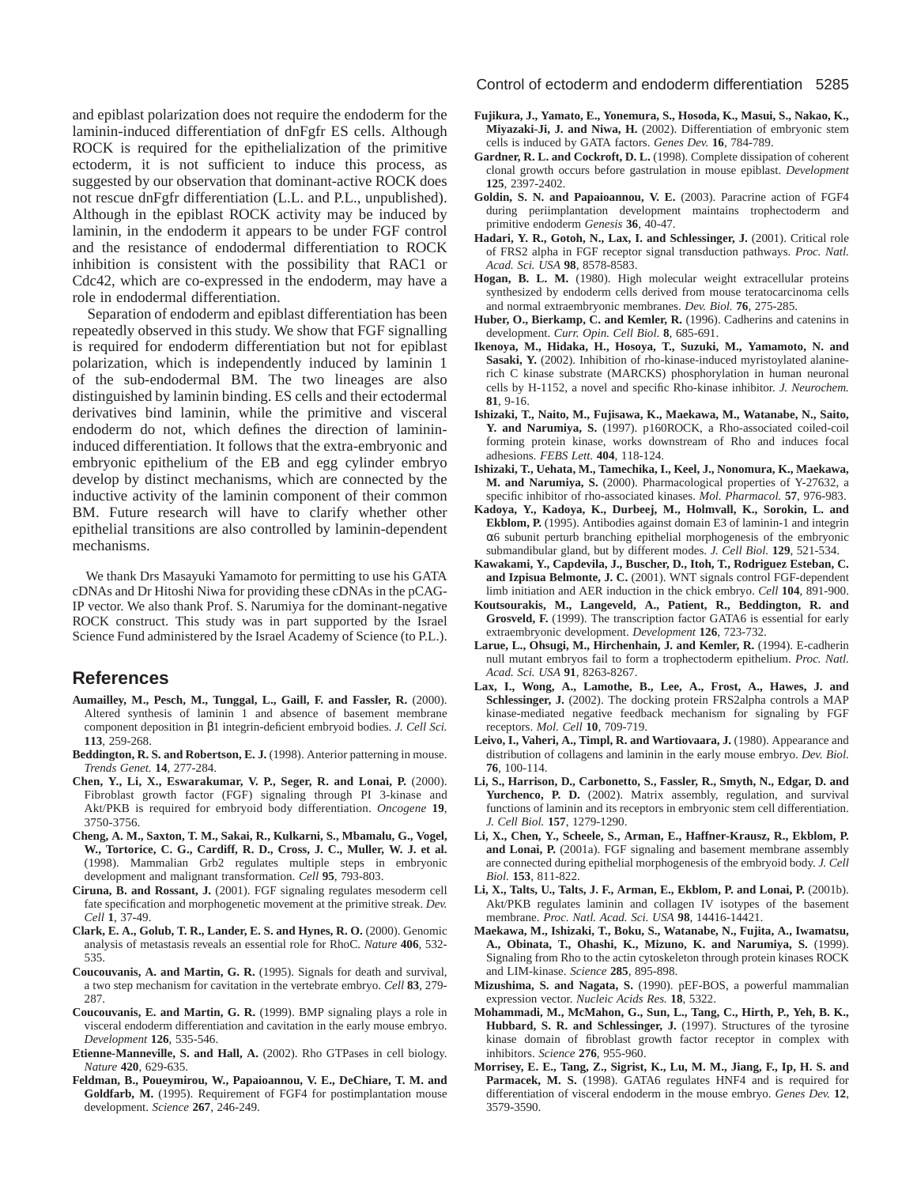and epiblast polarization does not require the endoderm for the laminin-induced differentiation of dnFgfr ES cells. Although ROCK is required for the epithelialization of the primitive ectoderm, it is not sufficient to induce this process, as suggested by our observation that dominant-active ROCK does not rescue dnFgfr differentiation (L.L. and P.L., unpublished). Although in the epiblast ROCK activity may be induced by laminin, in the endoderm it appears to be under FGF control and the resistance of endodermal differentiation to ROCK inhibition is consistent with the possibility that RAC1 or Cdc42, which are co-expressed in the endoderm, may have a role in endodermal differentiation.

Separation of endoderm and epiblast differentiation has been repeatedly observed in this study. We show that FGF signalling is required for endoderm differentiation but not for epiblast polarization, which is independently induced by laminin 1 of the sub-endodermal BM. The two lineages are also distinguished by laminin binding. ES cells and their ectodermal derivatives bind laminin, while the primitive and visceral endoderm do not, which defines the direction of laminin-induced differentiation. It follows that the extra-embryonic and embryonic epithelium of the EB and egg cylinder embryo develop by distinct mechanisms, which are connected by the inductive activity of the laminin component of their common BM. Future research will have to clarify whether other epithelial transitions are also controlled by laminin-dependent mechanisms.

We thank Drs Masayuki Yamamoto for permitting to use his GATA cDNAs and Dr Hitoshi Niwa for providing these cDNAs in the pCAG-IP vector. We also thank Prof. S. Narumiya for the dominant-negative ROCK construct. This study was in part supported by the Israel Science Fund administered by the Israel Academy of Science (to P.L.).

## References

**Aumailley, M., Pesch, M., Tunggal, L., Gaill, F. and Fassler, R.** (2000). Altered synthesis of laminin 1 and absence of basement membrane component deposition in β1 integrin-deficient embryoid bodies. *J. Cell Sci.* **113**, 259-268.

**Beddington, R. S. and Robertson, E. J.** (1998). Anterior patterning in mouse. *Trends Genet.* **14**, 277-284.

**Chen, Y., Li, X., Eswarakumar, V. P., Seger, R. and Lonai, P.** (2000). Fibroblast growth factor (FGF) signaling through PI 3-kinase and Akt/PKB is required for embryoid body differentiation. *Oncogene* **19**, 3750-3756.

**Cheng, A. M., Saxton, T. M., Sakai, R., Kulkarni, S., Mbamalu, G., Vogel, W., Tortorice, C. G., Cardiff, R. D., Cross, J. C., Muller, W. J. et al.** (1998). Mammalian Grb2 regulates multiple steps in embryonic development and malignant transformation. *Cell* **95**, 793-803.

**Ciruna, B. and Rossant, J.** (2001). FGF signaling regulates mesoderm cell fate specification and morphogenetic movement at the primitive streak. *Dev. Cell* **1**, 37-49.

**Clark, E. A., Golub, T. R., Lander, E. S. and Hynes, R. O.** (2000). Genomic analysis of metastasis reveals an essential role for RhoC. *Nature* **406**, 532-535.

**Coucouvanis, A. and Martin, G. R.** (1995). Signals for death and survival, a two step mechanism for cavitation in the vertebrate embryo. *Cell* **83**, 279-287.

**Coucouvanis, E. and Martin, G. R.** (1999). BMP signaling plays a role in visceral endoderm differentiation and cavitation in the early mouse embryo. *Development* **126**, 535-546.

**Etienne-Manneville, S. and Hall, A.** (2002). Rho GTPases in cell biology. *Nature* **420**, 629-635.

**Feldman, B., Poueymirou, W., Papaioannou, V. E., DeChiare, T. M. and Goldfarb, M.** (1995). Requirement of FGF4 for postimplantation mouse development. *Science* **267**, 246-249.

**Fujikura, J., Yamato, E., Yonemura, S., Hosoda, K., Masui, S., Nakao, K., Miyazaki-Ji, J. and Niwa, H.** (2002). Differentiation of embryonic stem cells is induced by GATA factors. *Genes Dev.* **16**, 784-789.

**Gardner, R. L. and Cockroft, D. L.** (1998). Complete dissipation of coherent clonal growth occurs before gastrulation in mouse epiblast. *Development* **125**, 2397-2402.

**Goldin, S. N. and Papaioannou, V. E.** (2003). Paracrine action of FGF4 during periimplantation development maintains trophectoderm and primitive endoderm *Genesis* **36**, 40-47.

**Hadari, Y. R., Gotoh, N., Lax, I. and Schlessinger, J.** (2001). Critical role of FRS2 alpha in FGF receptor signal transduction pathways. *Proc. Natl. Acad. Sci. USA* **98**, 8578-8583.

**Hogan, B. L. M.** (1980). High molecular weight extracellular proteins synthesized by endoderm cells derived from mouse teratocarcinoma cells and normal extraembryonic membranes. *Dev. Biol.* **76**, 275-285.

**Huber, O., Bierkamp, C. and Kemler, R.** (1996). Cadherins and catenins in development. *Curr. Opin. Cell Biol.* **8**, 685-691.

**Ikenoya, M., Hidaka, H., Hosoya, T., Suzuki, M., Yamamoto, N. and Sasaki, Y.** (2002). Inhibition of rho-kinase-induced myristoylated alanine-rich C kinase substrate (MARCKS) phosphorylation in human neuronal cells by H-1152, a novel and specific Rho-kinase inhibitor. *J. Neurochem.* **81**, 9-16.

**Ishizaki, T., Naito, M., Fujisawa, K., Maekawa, M., Watanabe, N., Saito, Y. and Narumiya, S.** (1997). p160ROCK, a Rho-associated coiled-coil forming protein kinase, works downstream of Rho and induces focal adhesions. *FEBS Lett.* **404**, 118-124.

**Ishizaki, T., Uehata, M., Tamechika, I., Keel, J., Nonomura, K., Maekawa, M. and Narumiya, S.** (2000). Pharmacological properties of Y-27632, a specific inhibitor of rho-associated kinases. *Mol. Pharmacol.* **57**, 976-983.

**Kadoya, Y., Kadoya, K., Durbeej, M., Holmvall, K., Sorokin, L. and Ekblom, P.** (1995). Antibodies against domain E3 of laminin-1 and integrin α6 subunit perturb branching epithelial morphogenesis of the embryonic submandibular gland, but by different modes. *J. Cell Biol.* **129**, 521-534.

**Kawakami, Y., Capdevila, J., Buscher, D., Itoh, T., Rodriguez Esteban, C. and Izpisua Belmonte, J. C.** (2001). WNT signals control FGF-dependent limb initiation and AER induction in the chick embryo. *Cell* **104**, 891-900.

**Koutsourakis, M., Langeveld, A., Patient, R., Beddington, R. and Grosveld, F.** (1999). The transcription factor GATA6 is essential for early extraembryonic development. *Development* **126**, 723-732.

**Larue, L., Ohsugi, M., Hirchenhain, J. and Kemler, R.** (1994). E-cadherin null mutant embryos fail to form a trophectoderm epithelium. *Proc. Natl. Acad. Sci. USA* **91**, 8263-8267.

**Lax, I., Wong, A., Lamothe, B., Lee, A., Frost, A., Hawes, J. and Schlessinger, J.** (2002). The docking protein FRS2alpha controls a MAP kinase-mediated negative feedback mechanism for signaling by FGF receptors. *Mol. Cell* **10**, 709-719.

**Leivo, I., Vaheri, A., Timpl, R. and Wartiovaara, J.** (1980). Appearance and distribution of collagens and laminin in the early mouse embryo. *Dev. Biol.* **76**, 100-114.

**Li, S., Harrison, D., Carbonetto, S., Fassler, R., Smyth, N., Edgar, D. and Yurchenco, P. D.** (2002). Matrix assembly, regulation, and survival functions of laminin and its receptors in embryonic stem cell differentiation. *J. Cell Biol.* **157**, 1279-1290.

**Li, X., Chen, Y., Scheele, S., Arman, E., Haffner-Krausz, R., Ekblom, P. and Lonai, P.** (2001a). FGF signaling and basement membrane assembly are connected during epithelial morphogenesis of the embryoid body. *J. Cell Biol.* **153**, 811-822.

**Li, X., Talts, U., Talts, J. F., Arman, E., Ekblom, P. and Lonai, P.** (2001b). Akt/PKB regulates laminin and collagen IV isotypes of the basement membrane. *Proc. Natl. Acad. Sci. USA* **98**, 14416-14421.

**Maekawa, M., Ishizaki, T., Boku, S., Watanabe, N., Fujita, A., Iwamatsu, A., Obinata, T., Ohashi, K., Mizuno, K. and Narumiya, S.** (1999). Signaling from Rho to the actin cytoskeleton through protein kinases ROCK and LIM-kinase. *Science* **285**, 895-898.

**Mizushima, S. and Nagata, S.** (1990). pEF-BOS, a powerful mammalian expression vector. *Nucleic Acids Res.* **18**, 5322.

**Mohammadi, M., McMahon, G., Sun, L., Tang, C., Hirth, P., Yeh, B. K., Hubbard, S. R. and Schlessinger, J.** (1997). Structures of the tyrosine kinase domain of fibroblast growth factor receptor in complex with inhibitors. *Science* **276**, 955-960.

**Morrisey, E. E., Tang, Z., Sigrist, K., Lu, M. M., Jiang, F., Ip, H. S. and Parmacek, M. S.** (1998). GATA6 regulates HNF4 and is required for differentiation of visceral endoderm in the mouse embryo. *Genes Dev.* **12**, 3579-3590.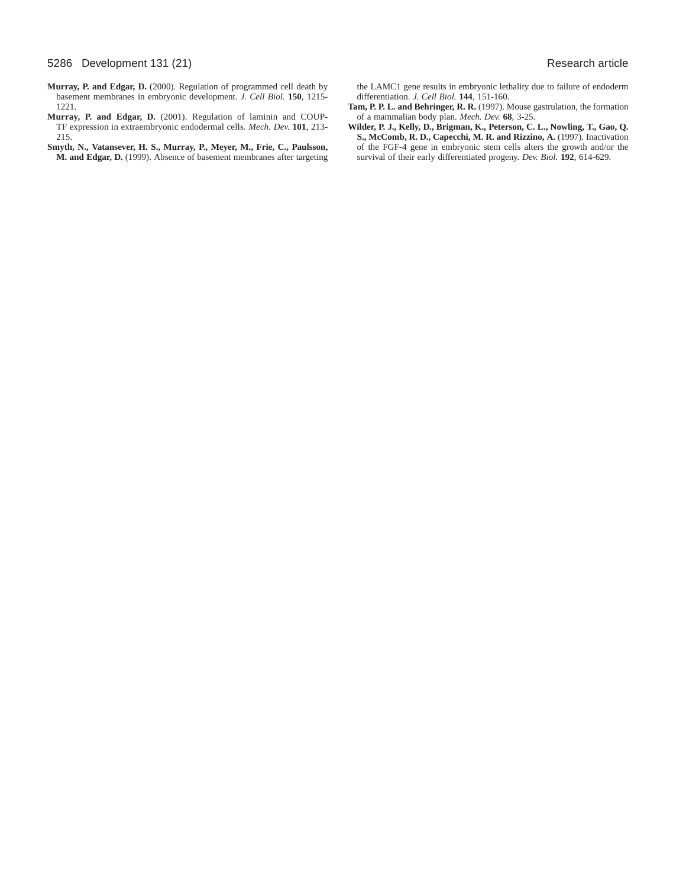**Murray, P. and Edgar, D.** (2000). Regulation of programmed cell death by basement membranes in embryonic development. *J. Cell Biol.* **150**, 1215-1221.

**Murray, P. and Edgar, D.** (2001). Regulation of laminin and COUP-TF expression in extraembryonic endodermal cells. *Mech. Dev.* **101**, 213-215.

**Smyth, N., Vatansever, H. S., Murray, P., Meyer, M., Frie, C., Paulsson, M. and Edgar, D.** (1999). Absence of basement membranes after targeting the LAMC1 gene results in embryonic lethality due to failure of endoderm differentiation. *J. Cell Biol.* **144**, 151-160.

**Tam, P. P. L. and Behringer, R. R.** (1997). Mouse gastrulation, the formation of a mammalian body plan. *Mech. Dev.* **68**, 3-25.

**Wilder, P. J., Kelly, D., Brigman, K., Peterson, C. L., Nowling, T., Gao, Q. S., McComb, R. D., Capecchi, M. R. and Rizzino, A.** (1997). Inactivation of the FGF-4 gene in embryonic stem cells alters the growth and/or the survival of their early differentiated progeny. *Dev. Biol.* **192**, 614-629.